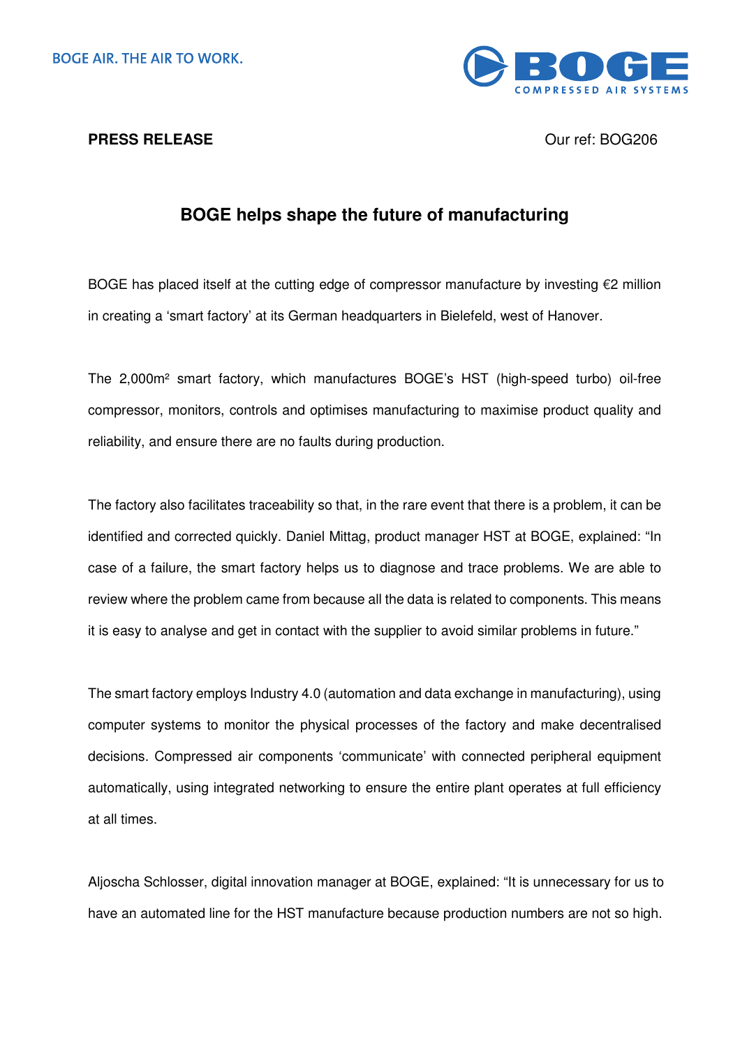**PRESS RELEASE** Our ref: BOG206

# BOGE helps shape the future of manufacturing

BOGE has placed itself at the cutting edge of compressor manufacture by investing €2 million in creating a 'smart factory' at its German headquarters in Bielefeld, west of Hanover.

The 2,000m² smart factory, which manufactures BOGE's HST (high-speed turbo) oil-free compressor, monitors, controls and optimises manufacturing to maximise product quality and reliability, and ensure there are no faults during production.

The factory also facilitates traceability so that, in the rare event that there is a problem, it can be identified and corrected quickly. Daniel Mittag, product manager HST at BOGE, explained: "In case of a failure, the smart factory helps us to diagnose and trace problems. We are able to review where the problem came from because all the data is related to components. This means it is easy to analyse and get in contact with the supplier to avoid similar problems in future."

The smart factory employs Industry 4.0 (automation and data exchange in manufacturing), using computer systems to monitor the physical processes of the factory and make decentralised decisions. Compressed air components 'communicate' with connected peripheral equipment automatically, using integrated networking to ensure the entire plant operates at full efficiency at all times.

Aljoscha Schlosser, digital innovation manager at BOGE, explained: "It is unnecessary for us to have an automated line for the HST manufacture because production numbers are not so high.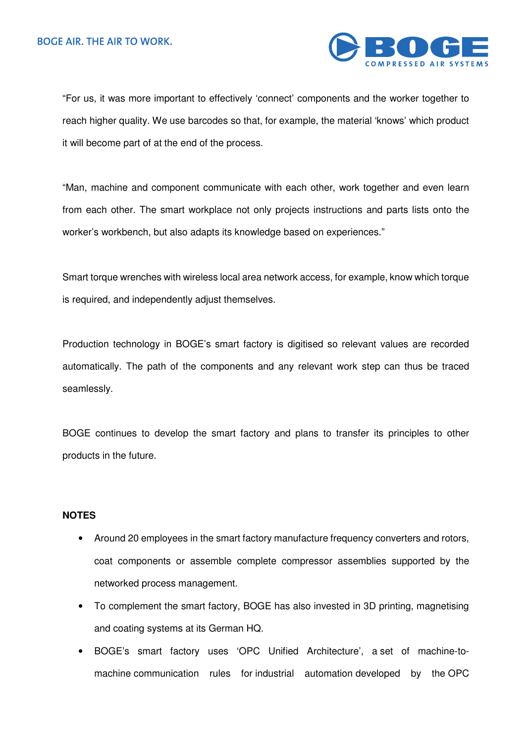"For us, it was more important to effectively 'connect' components and the worker together to reach higher quality. We use barcodes so that, for example, the material 'knows' which product it will become part of at the end of the process.

"Man, machine and component communicate with each other, work together and even learn from each other. The smart workplace not only projects instructions and parts lists onto the worker's workbench, but also adapts its knowledge based on experiences."

Smart torque wrenches with wireless local area network access, for example, know which torque is required, and independently adjust themselves.

Production technology in BOGE's smart factory is digitised so relevant values are recorded automatically. The path of the components and any relevant work step can thus be traced seamlessly.

BOGE continues to develop the smart factory and plans to transfer its principles to other products in the future.

**NOTES**

- Around 20 employees in the smart factory manufacture frequency converters and rotors, coat components or assemble complete compressor assemblies supported by the networked process management.
- To complement the smart factory, BOGE has also invested in 3D printing, magnetising and coating systems at its German HQ.
- BOGE's smart factory uses 'OPC Unified Architecture', a set of machine-to-machine communication rules for industrial automation developed by the OPC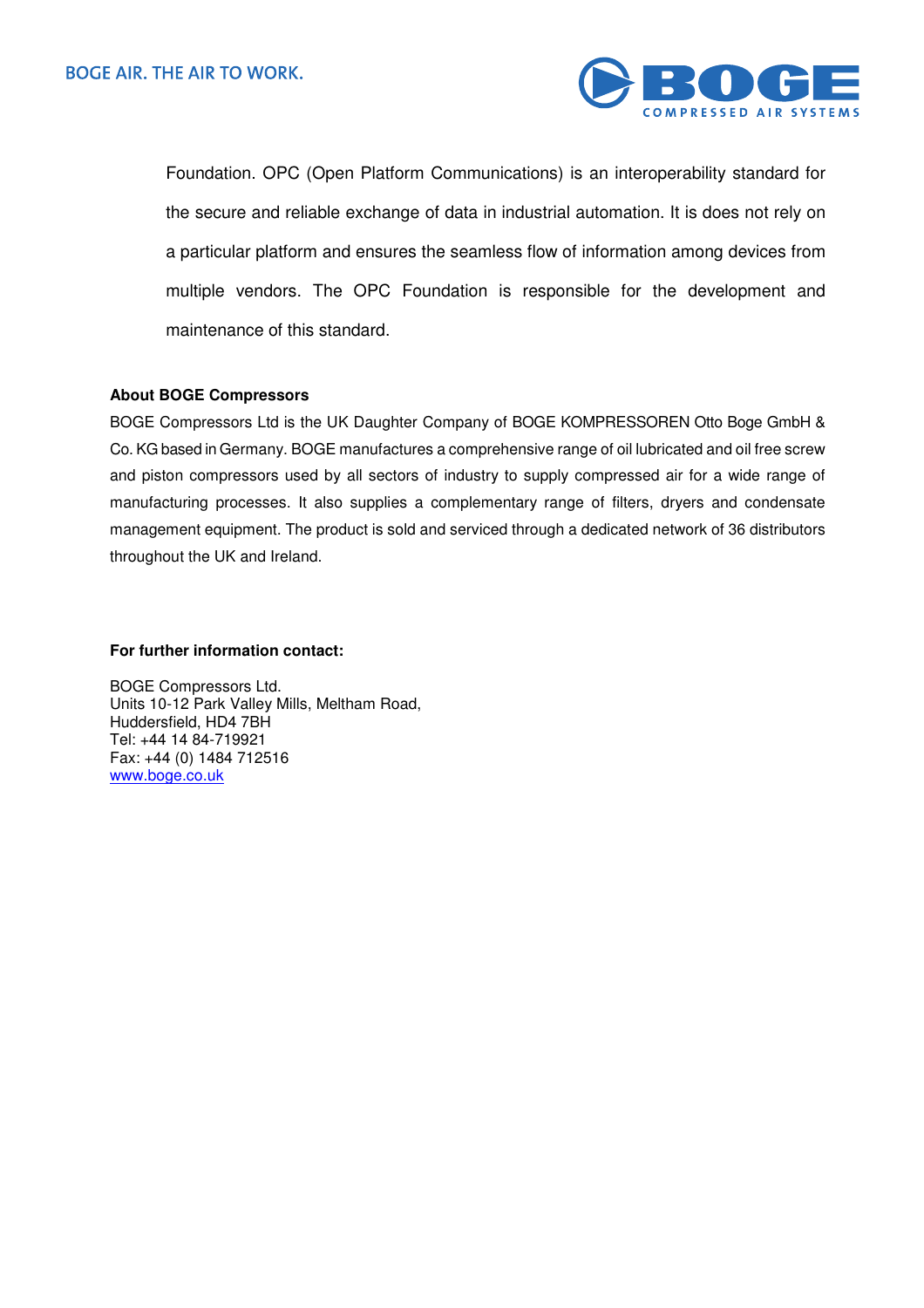Foundation. OPC (Open Platform Communications) is an interoperability standard for the secure and reliable exchange of data in industrial automation. It is does not rely on a particular platform and ensures the seamless flow of information among devices from multiple vendors. The OPC Foundation is responsible for the development and maintenance of this standard.

**About BOGE Compressors**

BOGE Compressors Ltd is the UK Daughter Company of BOGE KOMPRESSOREN Otto Boge GmbH & Co. KG based in Germany. BOGE manufactures a comprehensive range of oil lubricated and oil free screw and piston compressors used by all sectors of industry to supply compressed air for a wide range of manufacturing processes. It also supplies a complementary range of filters, dryers and condensate management equipment. The product is sold and serviced through a dedicated network of 36 distributors throughout the UK and Ireland.

**For further information contact:**

BOGE Compressors Ltd.
Units 10-12 Park Valley Mills, Meltham Road,
Huddersfield, HD4 7BH
Tel: +44 14 84-719921
Fax: +44 (0) 1484 712516
www.boge.co.uk